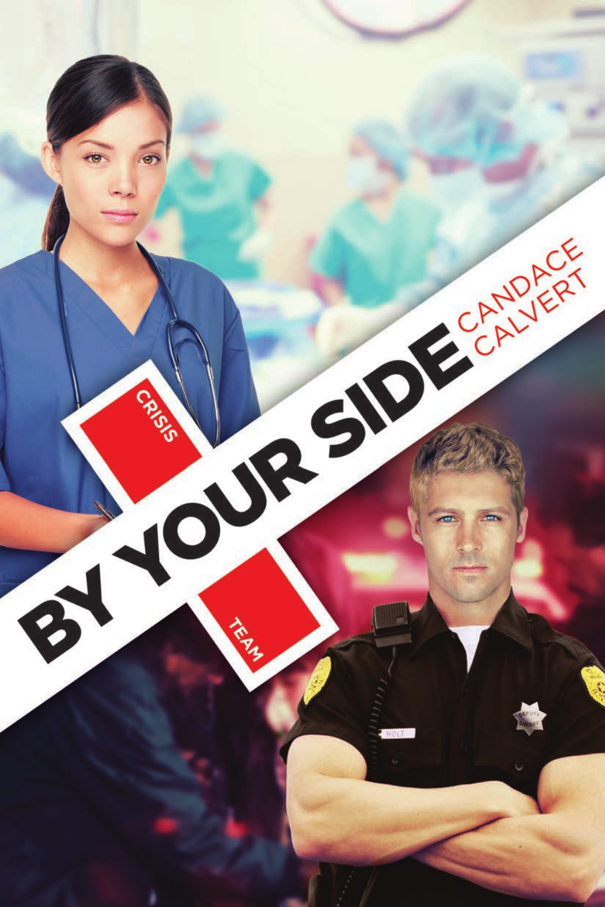# BY YOUR SIDE

## CANDACE CALVERT

CRISIS TEAM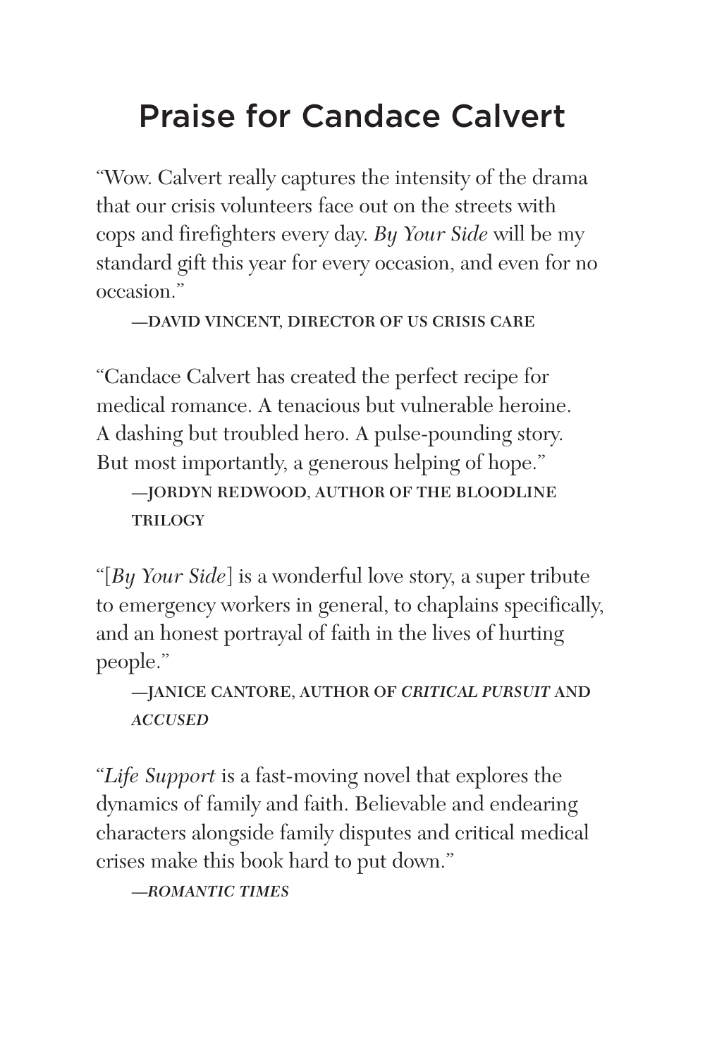# Praise for Candace Calvert

"Wow. Calvert really captures the intensity of the drama that our crisis volunteers face out on the streets with cops and firefighters every day. *By Your Side* will be my standard gift this year for every occasion, and even for no occasion."

**—DAVID VINCENT, DIRECTOR OF US CRISIS CARE**

"Candace Calvert has created the perfect recipe for medical romance. A tenacious but vulnerable heroine. A dashing but troubled hero. A pulse-pounding story. But most importantly, a generous helping of hope."

**—JORDYN REDWOOD, AUTHOR OF THE BLOODLINE TRILOGY**

"[*By Your Side*] is a wonderful love story, a super tribute to emergency workers in general, to chaplains specifically, and an honest portrayal of faith in the lives of hurting people."

**—JANICE CANTORE, AUTHOR OF *CRITICAL PURSUIT* AND *ACCUSED***

"*Life Support* is a fast-moving novel that explores the dynamics of family and faith. Believable and endearing characters alongside family disputes and critical medical crises make this book hard to put down."

**—*ROMANTIC TIMES***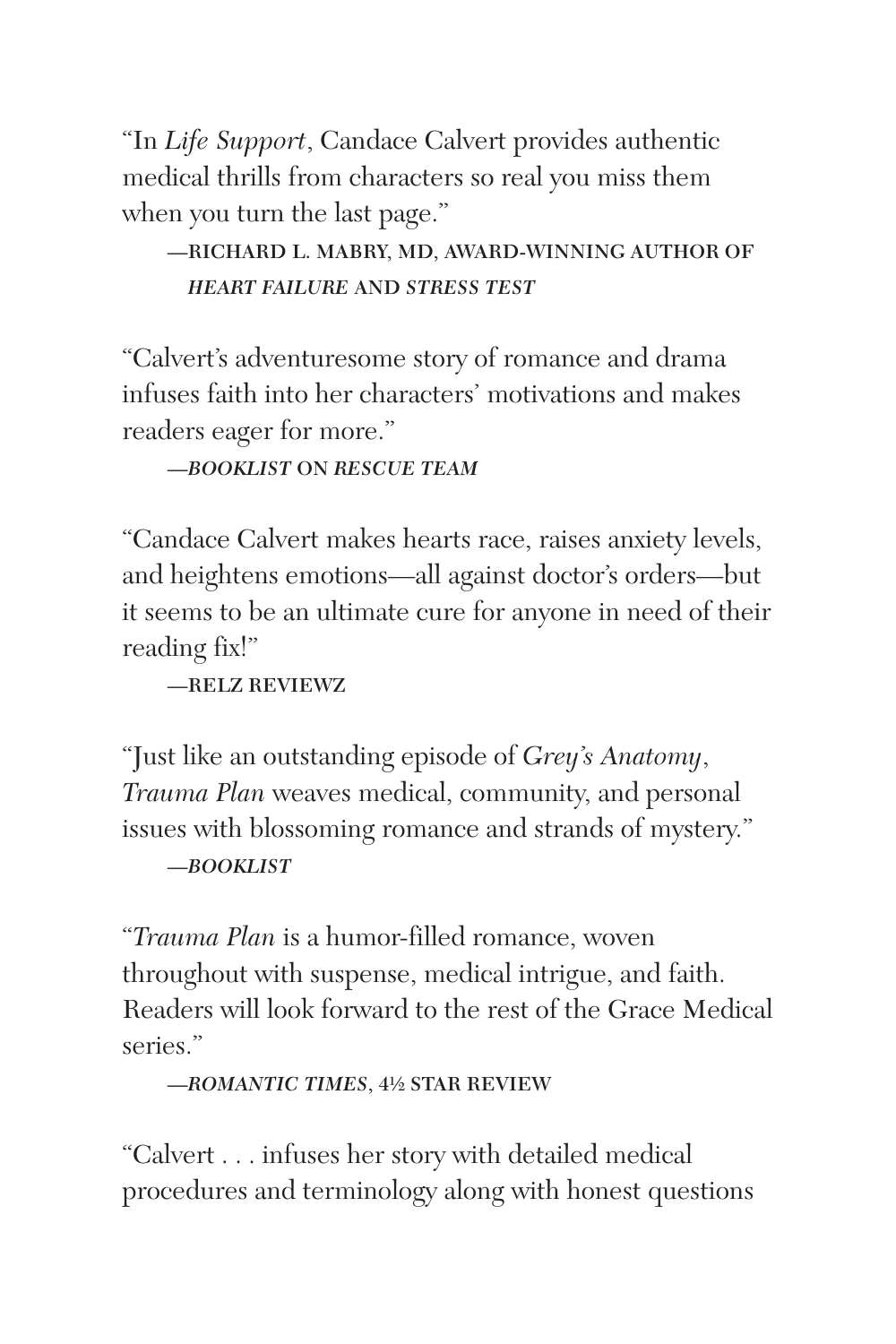"In *Life Support*, Candace Calvert provides authentic medical thrills from characters so real you miss them when you turn the last page."

—RICHARD L. MABRY, MD, AWARD-WINNING AUTHOR OF *HEART FAILURE* AND *STRESS TEST*

"Calvert's adventuresome story of romance and drama infuses faith into her characters' motivations and makes readers eager for more."

—*BOOKLIST* ON *RESCUE TEAM*

"Candace Calvert makes hearts race, raises anxiety levels, and heightens emotions—all against doctor's orders—but it seems to be an ultimate cure for anyone in need of their reading fix!"

—RELZ REVIEWZ

"Just like an outstanding episode of *Grey's Anatomy*, *Trauma Plan* weaves medical, community, and personal issues with blossoming romance and strands of mystery."

—*BOOKLIST*

"*Trauma Plan* is a humor-filled romance, woven throughout with suspense, medical intrigue, and faith. Readers will look forward to the rest of the Grace Medical series."

—*ROMANTIC TIMES*, 4½ STAR REVIEW

"Calvert . . . infuses her story with detailed medical procedures and terminology along with honest questions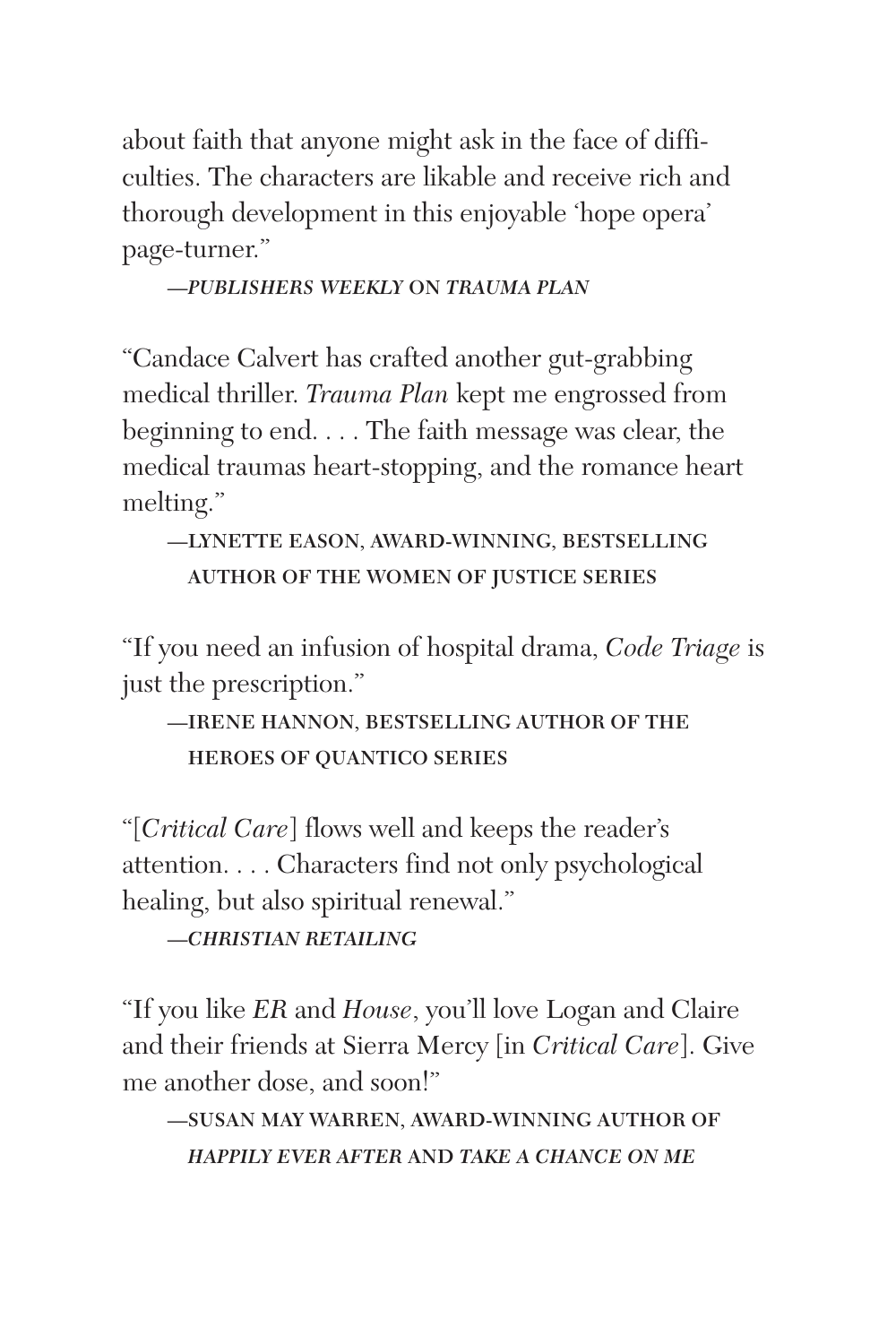about faith that anyone might ask in the face of difficulties. The characters are likable and receive rich and thorough development in this enjoyable 'hope opera' page-turner."

—*PUBLISHERS WEEKLY* ON *TRAUMA PLAN*

"Candace Calvert has crafted another gut-grabbing medical thriller. *Trauma Plan* kept me engrossed from beginning to end. . . . The faith message was clear, the medical traumas heart-stopping, and the romance heart melting."

—LYNETTE EASON, AWARD-WINNING, BESTSELLING AUTHOR OF THE WOMEN OF JUSTICE SERIES

"If you need an infusion of hospital drama, *Code Triage* is just the prescription."

—IRENE HANNON, BESTSELLING AUTHOR OF THE HEROES OF QUANTICO SERIES

"[*Critical Care*] flows well and keeps the reader's attention. . . . Characters find not only psychological healing, but also spiritual renewal."

—*CHRISTIAN RETAILING*

"If you like *ER* and *House*, you'll love Logan and Claire and their friends at Sierra Mercy [in *Critical Care*]. Give me another dose, and soon!"

—SUSAN MAY WARREN, AWARD-WINNING AUTHOR OF *HAPPILY EVER AFTER* AND *TAKE A CHANCE ON ME*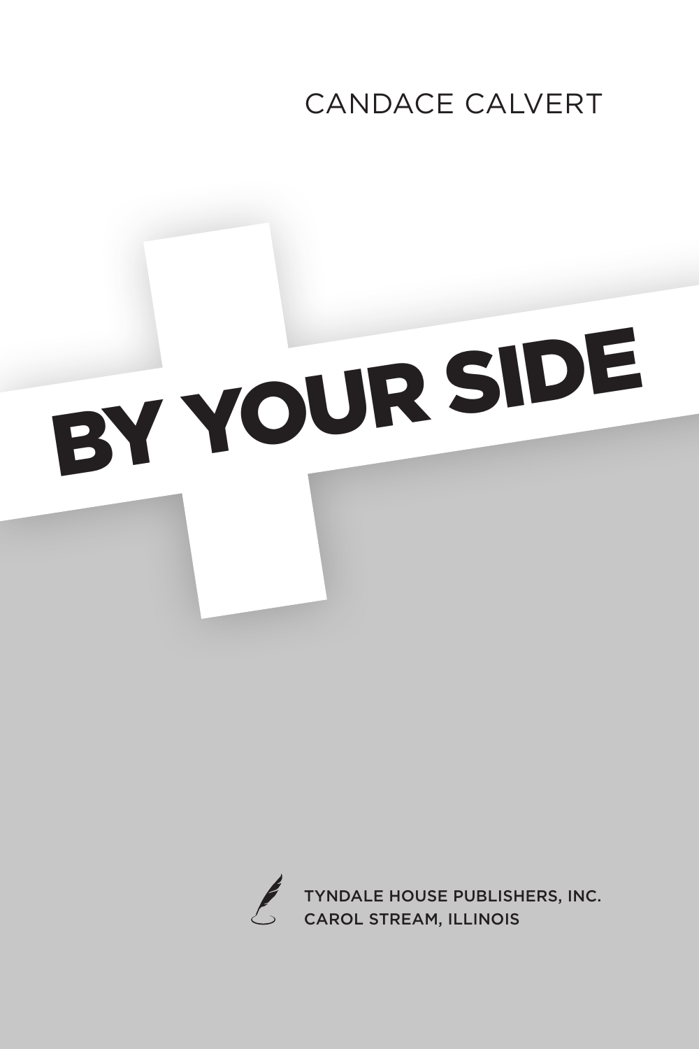CANDACE CALVERT

# BY YOUR SIDE

TYNDALE HOUSE PUBLISHERS, INC.
CAROL STREAM, ILLINOIS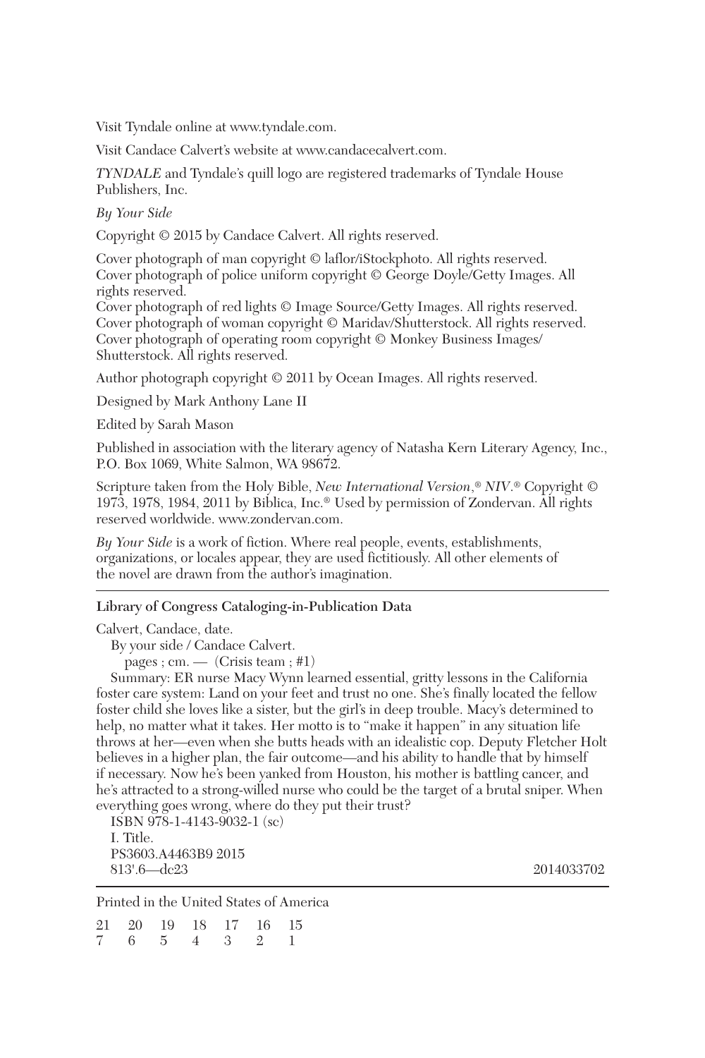Visit Tyndale online at www.tyndale.com.

Visit Candace Calvert's website at www.candacecalvert.com.

*TYNDALE* and Tyndale's quill logo are registered trademarks of Tyndale House Publishers, Inc.

*By Your Side*

Copyright © 2015 by Candace Calvert. All rights reserved.

Cover photograph of man copyright © laflor/iStockphoto. All rights reserved.
Cover photograph of police uniform copyright © George Doyle/Getty Images. All rights reserved.
Cover photograph of red lights © Image Source/Getty Images. All rights reserved.
Cover photograph of woman copyright © Maridav/Shutterstock. All rights reserved.
Cover photograph of operating room copyright © Monkey Business Images/Shutterstock. All rights reserved.

Author photograph copyright © 2011 by Ocean Images. All rights reserved.

Designed by Mark Anthony Lane II

Edited by Sarah Mason

Published in association with the literary agency of Natasha Kern Literary Agency, Inc., P.O. Box 1069, White Salmon, WA 98672.

Scripture taken from the Holy Bible, *New International Version*,® *NIV*.® Copyright © 1973, 1978, 1984, 2011 by Biblica, Inc.® Used by permission of Zondervan. All rights reserved worldwide. www.zondervan.com.

*By Your Side* is a work of fiction. Where real people, events, establishments, organizations, or locales appear, they are used fictitiously. All other elements of the novel are drawn from the author's imagination.

---

**Library of Congress Cataloging-in-Publication Data**

Calvert, Candace, date.
By your side / Candace Calvert.
pages ; cm. — (Crisis team ; #1)
Summary: ER nurse Macy Wynn learned essential, gritty lessons in the California foster care system: Land on your feet and trust no one. She's finally located the fellow foster child she loves like a sister, but the girl's in deep trouble. Macy's determined to help, no matter what it takes. Her motto is to "make it happen" in any situation life throws at her—even when she butts heads with an idealistic cop. Deputy Fletcher Holt believes in a higher plan, the fair outcome—and his ability to handle that by himself if necessary. Now he's been yanked from Houston, his mother is battling cancer, and he's attracted to a strong-willed nurse who could be the target of a brutal sniper. When everything goes wrong, where do they put their trust?
ISBN 978-1-4143-9032-1 (sc)
I. Title.
PS3603.A4463B9 2015
813'.6—dc23 2014033702

---

Printed in the United States of America

21 20 19 18 17 16 15
7 6 5 4 3 2 1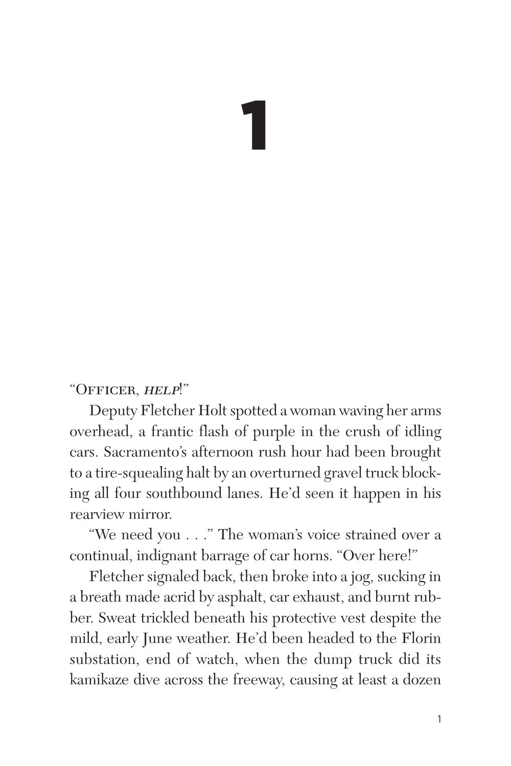# 1

"Officer, *help*!"

Deputy Fletcher Holt spotted a woman waving her arms overhead, a frantic flash of purple in the crush of idling cars. Sacramento's afternoon rush hour had been brought to a tire-squealing halt by an overturned gravel truck blocking all four southbound lanes. He'd seen it happen in his rearview mirror.

"We need you . . ." The woman's voice strained over a continual, indignant barrage of car horns. "Over here!"

Fletcher signaled back, then broke into a jog, sucking in a breath made acrid by asphalt, car exhaust, and burnt rubber. Sweat trickled beneath his protective vest despite the mild, early June weather. He'd been headed to the Florin substation, end of watch, when the dump truck did its kamikaze dive across the freeway, causing at least a dozen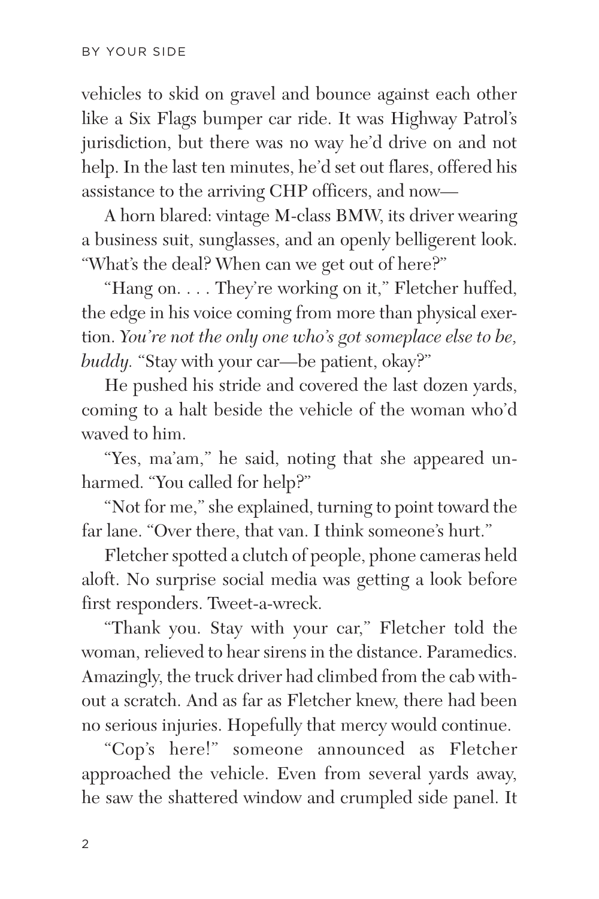vehicles to skid on gravel and bounce against each other like a Six Flags bumper car ride. It was Highway Patrol's jurisdiction, but there was no way he'd drive on and not help. In the last ten minutes, he'd set out flares, offered his assistance to the arriving CHP officers, and now—

A horn blared: vintage M-class BMW, its driver wearing a business suit, sunglasses, and an openly belligerent look. "What's the deal? When can we get out of here?"

"Hang on. . . . They're working on it," Fletcher huffed, the edge in his voice coming from more than physical exertion. *You're not the only one who's got someplace else to be, buddy.* "Stay with your car—be patient, okay?"

He pushed his stride and covered the last dozen yards, coming to a halt beside the vehicle of the woman who'd waved to him.

"Yes, ma'am," he said, noting that she appeared unharmed. "You called for help?"

"Not for me," she explained, turning to point toward the far lane. "Over there, that van. I think someone's hurt."

Fletcher spotted a clutch of people, phone cameras held aloft. No surprise social media was getting a look before first responders. Tweet-a-wreck.

"Thank you. Stay with your car," Fletcher told the woman, relieved to hear sirens in the distance. Paramedics. Amazingly, the truck driver had climbed from the cab without a scratch. And as far as Fletcher knew, there had been no serious injuries. Hopefully that mercy would continue.

"Cop's here!" someone announced as Fletcher approached the vehicle. Even from several yards away, he saw the shattered window and crumpled side panel. It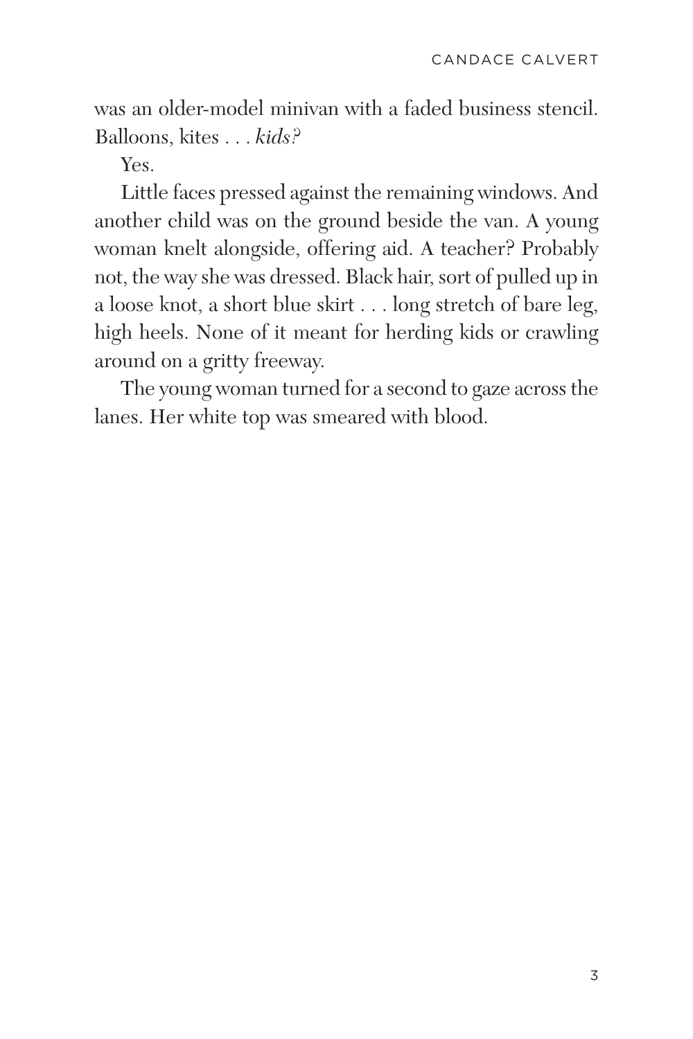was an older-model minivan with a faded business stencil. Balloons, kites . . . *kids?*

Yes.

Little faces pressed against the remaining windows. And another child was on the ground beside the van. A young woman knelt alongside, offering aid. A teacher? Probably not, the way she was dressed. Black hair, sort of pulled up in a loose knot, a short blue skirt . . . long stretch of bare leg, high heels. None of it meant for herding kids or crawling around on a gritty freeway.

The young woman turned for a second to gaze across the lanes. Her white top was smeared with blood.